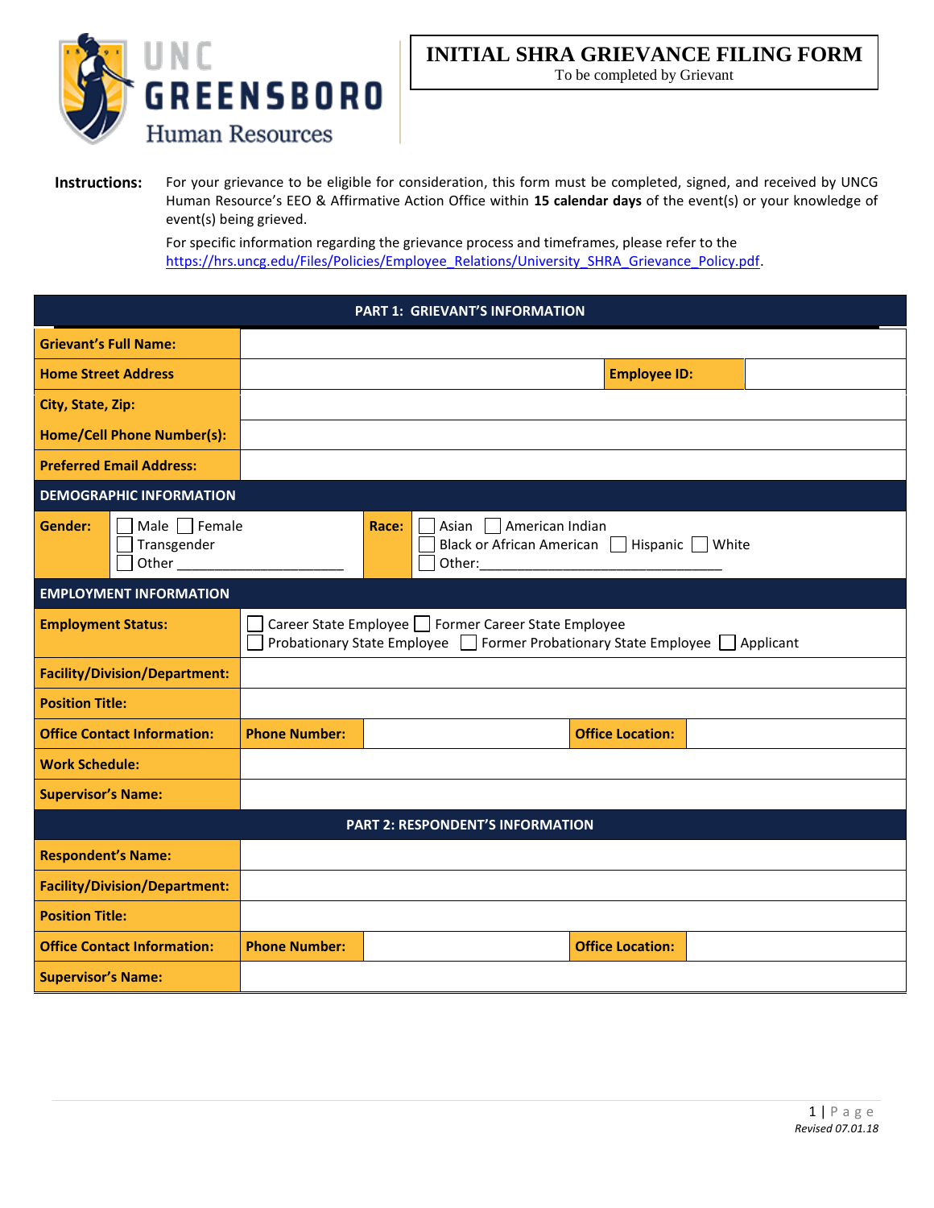UNC GREENSBORO
Human Resources

# INITIAL SHRA GRIEVANCE FILING FORM

To be completed by Grievant

**Instructions:** For your grievance to be eligible for consideration, this form must be completed, signed, and received by UNCG Human Resource's EEO & Affirmative Action Office within **15 calendar days** of the event(s) or your knowledge of event(s) being grieved.

For specific information regarding the grievance process and timeframes, please refer to the https://hrs.uncg.edu/Files/Policies/Employee_Relations/University_SHRA_Grievance_Policy.pdf.

| **PART 1: GRIEVANT'S INFORMATION** | | | |
|---|---|---|---|
| **Grievant's Full Name:** | | | |
| **Home Street Address** | | **Employee ID:** | |
| **City, State, Zip:** | | | |
| **Home/Cell Phone Number(s):** | | | |
| **Preferred Email Address:** | | | |

| **DEMOGRAPHIC INFORMATION** | | | |
|---|---|---|---|
| **Gender:** | ☐ Male ☐ Female ☐ Transgender ☐ Other ______________________ | **Race:** | ☐ Asian ☐ American Indian ☐ Black or African American ☐ Hispanic ☐ White ☐ Other:________________________________ |

| **EMPLOYMENT INFORMATION** | | | | |
|---|---|---|---|---|
| **Employment Status:** | ☐ Career State Employee ☐ Former Career State Employee ☐ Probationary State Employee ☐ Former Probationary State Employee ☐ Applicant | | | |
| **Facility/Division/Department:** | | | | |
| **Position Title:** | | | | |
| **Office Contact Information:** | **Phone Number:** | | **Office Location:** | |
| **Work Schedule:** | | | | |
| **Supervisor's Name:** | | | | |

| **PART 2: RESPONDENT'S INFORMATION** | | | | |
|---|---|---|---|---|
| **Respondent's Name:** | | | | |
| **Facility/Division/Department:** | | | | |
| **Position Title:** | | | | |
| **Office Contact Information:** | **Phone Number:** | | **Office Location:** | |
| **Supervisor's Name:** | | | | |

*Revised 07.01.18*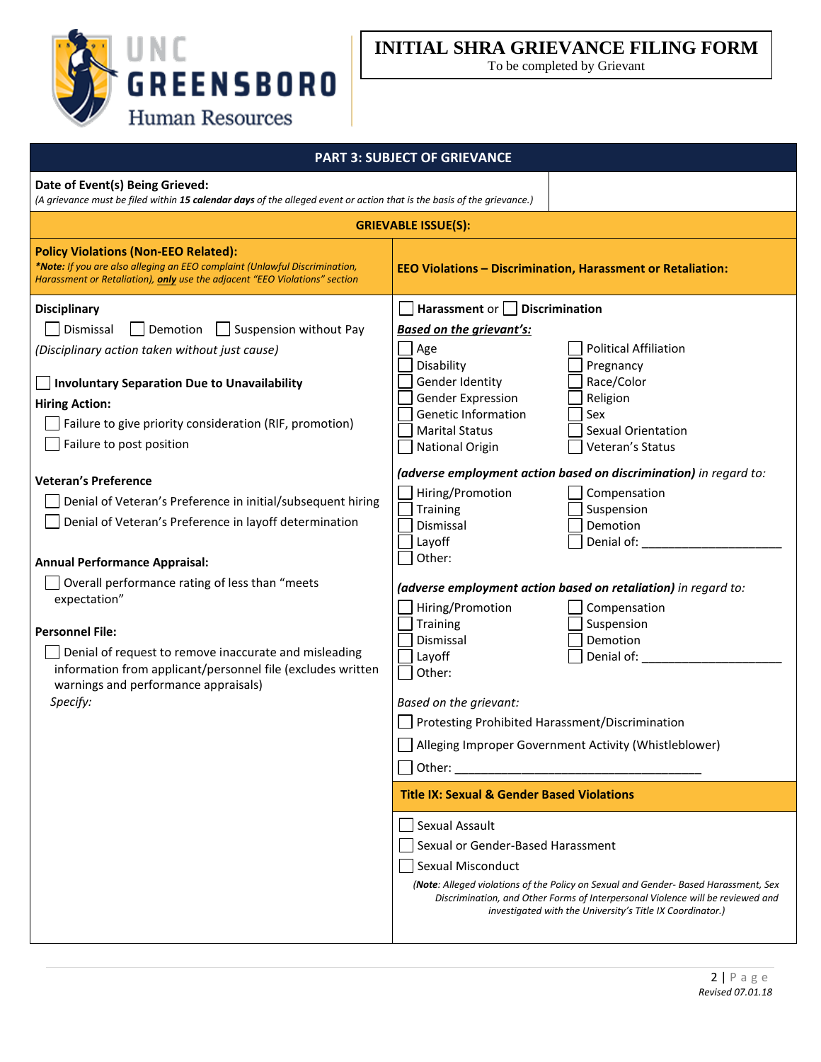# INITIAL SHRA GRIEVANCE FILING FORM

To be completed by Grievant

## PART 3: SUBJECT OF GRIEVANCE

**Date of Event(s) Being Grieved:**

*(A grievance must be filed within **15 calendar days** of the alleged event or action that is the basis of the grievance.)*

### GRIEVABLE ISSUE(S):

#### Policy Violations (Non-EEO Related):

***Note:** If you are also alleging an EEO complaint (Unlawful Discrimination, Harassment or Retaliation), **only** use the adjacent "EEO Violations" section*

**Disciplinary**

- ☐ Dismissal ☐ Demotion ☐ Suspension without Pay

*(Disciplinary action taken without just cause)*

☐ **Involuntary Separation Due to Unavailability**

**Hiring Action:**

- ☐ Failure to give priority consideration (RIF, promotion)
- ☐ Failure to post position

**Veteran's Preference**

- ☐ Denial of Veteran's Preference in initial/subsequent hiring
- ☐ Denial of Veteran's Preference in layoff determination

**Annual Performance Appraisal:**

- ☐ Overall performance rating of less than "meets expectation"

**Personnel File:**

- ☐ Denial of request to remove inaccurate and misleading information from applicant/personnel file (excludes written warnings and performance appraisals)

*Specify:*

#### EEO Violations – Discrimination, Harassment or Retaliation:

☐ **Harassment** or ☐ **Discrimination**

***Based on the grievant's:***

- ☐ Age
- ☐ Disability
- ☐ Gender Identity
- ☐ Gender Expression
- ☐ Genetic Information
- ☐ Marital Status
- ☐ National Origin
- ☐ Political Affiliation
- ☐ Pregnancy
- ☐ Race/Color
- ☐ Religion
- ☐ Sex
- ☐ Sexual Orientation
- ☐ Veteran's Status

***(adverse employment action based on discrimination)*** *in regard to:*

- ☐ Hiring/Promotion
- ☐ Training
- ☐ Dismissal
- ☐ Layoff
- ☐ Other:
- ☐ Compensation
- ☐ Suspension
- ☐ Demotion
- ☐ Denial of: ____________________

***(adverse employment action based on retaliation)*** *in regard to:*

- ☐ Hiring/Promotion
- ☐ Training
- ☐ Dismissal
- ☐ Layoff
- ☐ Other:
- ☐ Compensation
- ☐ Suspension
- ☐ Demotion
- ☐ Denial of: ____________________

*Based on the grievant:*

- ☐ Protesting Prohibited Harassment/Discrimination
- ☐ Alleging Improper Government Activity (Whistleblower)
- ☐ Other: ____________________________________

#### Title IX: Sexual & Gender Based Violations

- ☐ Sexual Assault
- ☐ Sexual or Gender-Based Harassment
- ☐ Sexual Misconduct

*(**Note**: Alleged violations of the Policy on Sexual and Gender- Based Harassment, Sex Discrimination, and Other Forms of Interpersonal Violence will be reviewed and investigated with the University's Title IX Coordinator.)*

*Revised 07.01.18*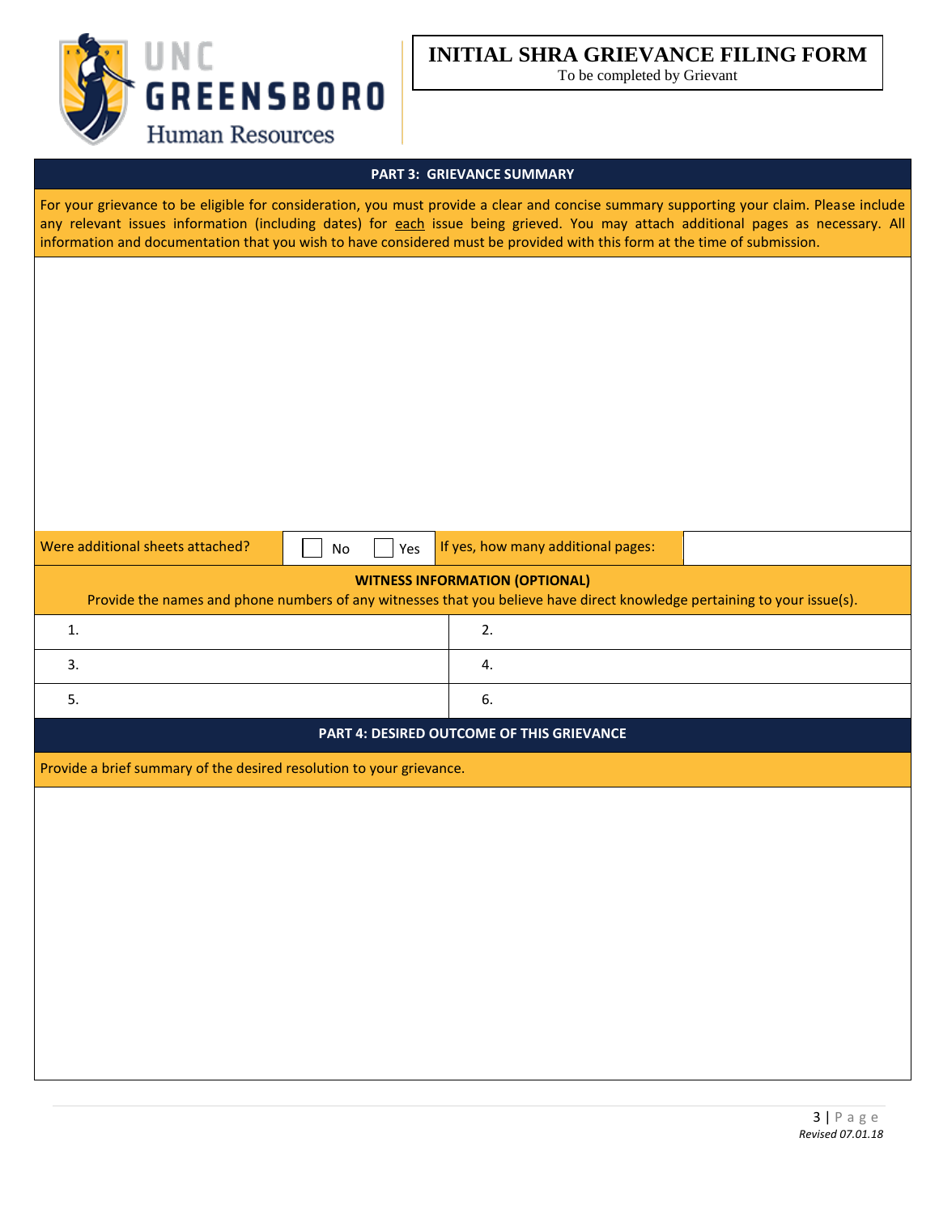UNC GREENSBORO Human Resources

# INITIAL SHRA GRIEVANCE FILING FORM

To be completed by Grievant

## PART 3: GRIEVANCE SUMMARY

For your grievance to be eligible for consideration, you must provide a clear and concise summary supporting your claim. Please include any relevant issues information (including dates) for each issue being grieved. You may attach additional pages as necessary. All information and documentation that you wish to have considered must be provided with this form at the time of submission.

| Were additional sheets attached? | ☐ No ☐ Yes | If yes, how many additional pages: | |
|---|---|---|---|

**WITNESS INFORMATION (OPTIONAL)**

Provide the names and phone numbers of any witnesses that you believe have direct knowledge pertaining to your issue(s).

| | |
|---|---|
| 1. | 2. |
| 3. | 4. |
| 5. | 6. |

## PART 4: DESIRED OUTCOME OF THIS GRIEVANCE

Provide a brief summary of the desired resolution to your grievance.

*Revised 07.01.18*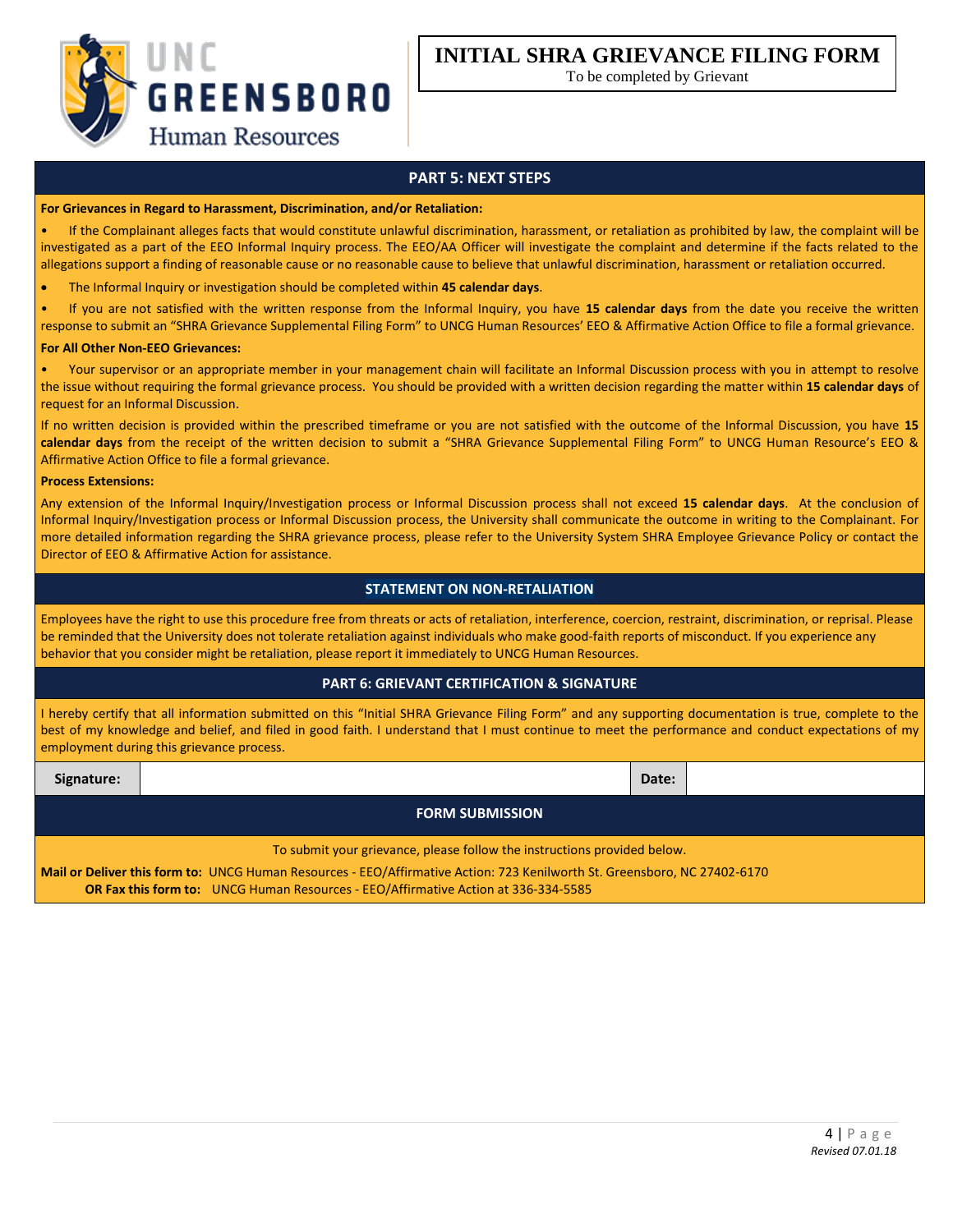# INITIAL SHRA GRIEVANCE FILING FORM

To be completed by Grievant

## PART 5: NEXT STEPS

**For Grievances in Regard to Harassment, Discrimination, and/or Retaliation:**

- If the Complainant alleges facts that would constitute unlawful discrimination, harassment, or retaliation as prohibited by law, the complaint will be investigated as a part of the EEO Informal Inquiry process. The EEO/AA Officer will investigate the complaint and determine if the facts related to the allegations support a finding of reasonable cause or no reasonable cause to believe that unlawful discrimination, harassment or retaliation occurred.
- The Informal Inquiry or investigation should be completed within **45 calendar days**.
- If you are not satisfied with the written response from the Informal Inquiry, you have **15 calendar days** from the date you receive the written response to submit an "SHRA Grievance Supplemental Filing Form" to UNCG Human Resources' EEO & Affirmative Action Office to file a formal grievance.

**For All Other Non-EEO Grievances:**

- Your supervisor or an appropriate member in your management chain will facilitate an Informal Discussion process with you in attempt to resolve the issue without requiring the formal grievance process. You should be provided with a written decision regarding the matter within **15 calendar days** of request for an Informal Discussion.

If no written decision is provided within the prescribed timeframe or you are not satisfied with the outcome of the Informal Discussion, you have **15 calendar days** from the receipt of the written decision to submit a "SHRA Grievance Supplemental Filing Form" to UNCG Human Resource's EEO & Affirmative Action Office to file a formal grievance.

**Process Extensions:**

Any extension of the Informal Inquiry/Investigation process or Informal Discussion process shall not exceed **15 calendar days**. At the conclusion of Informal Inquiry/Investigation process or Informal Discussion process, the University shall communicate the outcome in writing to the Complainant. For more detailed information regarding the SHRA grievance process, please refer to the University System SHRA Employee Grievance Policy or contact the Director of EEO & Affirmative Action for assistance.

## STATEMENT ON NON-RETALIATION

Employees have the right to use this procedure free from threats or acts of retaliation, interference, coercion, restraint, discrimination, or reprisal. Please be reminded that the University does not tolerate retaliation against individuals who make good-faith reports of misconduct. If you experience any behavior that you consider might be retaliation, please report it immediately to UNCG Human Resources.

## PART 6: GRIEVANT CERTIFICATION & SIGNATURE

I hereby certify that all information submitted on this "Initial SHRA Grievance Filing Form" and any supporting documentation is true, complete to the best of my knowledge and belief, and filed in good faith. I understand that I must continue to meet the performance and conduct expectations of my employment during this grievance process.

| | | | |
|---|---|---|---|
| **Signature:** | | **Date:** | |

## FORM SUBMISSION

To submit your grievance, please follow the instructions provided below.

**Mail or Deliver this form to:** UNCG Human Resources - EEO/Affirmative Action: 723 Kenilworth St. Greensboro, NC 27402-6170

**OR Fax this form to:** UNCG Human Resources - EEO/Affirmative Action at 336-334-5585